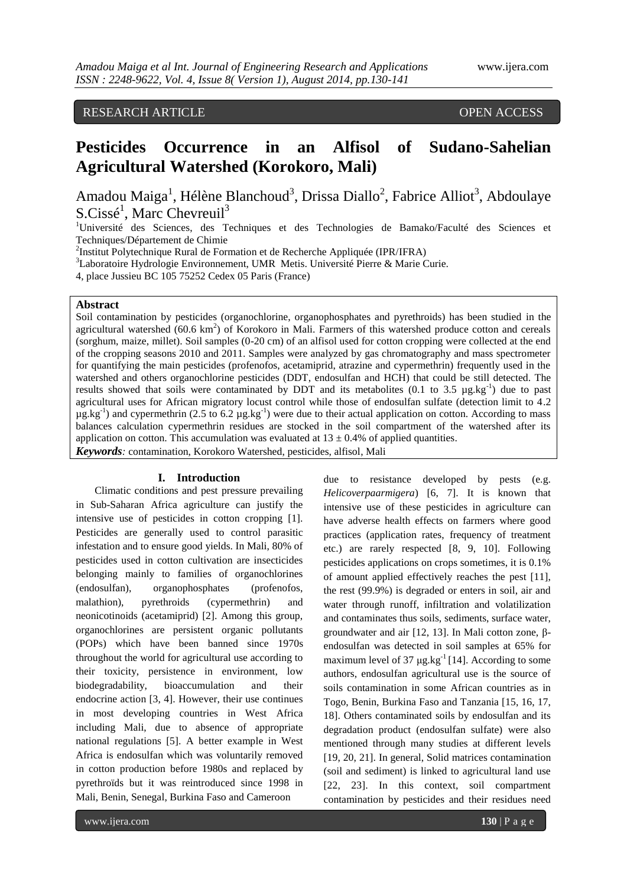RESEARCH ARTICLE OPEN ACCESS

# Pesticides Occurrence in an Alfisol of Sudano-Sahelian Agricultural Watershed (Korokoro, Mali)

Amadou Maiga[1], Hélène Blanchoud[3], Drissa Diallo[2], Fabrice Alliot[3], Abdoulaye S.Cissé[1], Marc Chevreuil[3]

[1]Université des Sciences, des Techniques et des Technologies de Bamako/Faculté des Sciences et Techniques/Département de Chimie

[2]Institut Polytechnique Rural de Formation et de Recherche Appliquée (IPR/IFRA)

[3]Laboratoire Hydrologie Environnement, UMR Metis. Université Pierre & Marie Curie.
4, place Jussieu BC 105 75252 Cedex 05 Paris (France)

## Abstract

Soil contamination by pesticides (organochlorine, organophosphates and pyrethroids) has been studied in the agricultural watershed (60.6 $km^2$) of Korokoro in Mali. Farmers of this watershed produce cotton and cereals (sorghum, maize, millet). Soil samples (0-20 cm) of an alfisol used for cotton cropping were collected at the end of the cropping seasons 2010 and 2011. Samples were analyzed by gas chromatography and mass spectrometer for quantifying the main pesticides (profenofos, acetamiprid, atrazine and cypermethrin) frequently used in the watershed and others organochlorine pesticides (DDT, endosulfan and HCH) that could be still detected. The results showed that soils were contaminated by DDT and its metabolites (0.1 to 3.5 $\mu g.kg^{-1}$) due to past agricultural uses for African migratory locust control while those of endosulfan sulfate (detection limit to 4.2 $\mu g.kg^{-1}$) and cypermethrin (2.5 to 6.2 $\mu g.kg^{-1}$) were due to their actual application on cotton. According to mass balances calculation cypermethrin residues are stocked in the soil compartment of the watershed after its application on cotton. This accumulation was evaluated at 13 ± 0.4% of applied quantities.

***Keywords**:* contamination, Korokoro Watershed, pesticides, alfisol, Mali

## I. Introduction

Climatic conditions and pest pressure prevailing in Sub-Saharan Africa agriculture can justify the intensive use of pesticides in cotton cropping [1]. Pesticides are generally used to control parasitic infestation and to ensure good yields. In Mali, 80% of pesticides used in cotton cultivation are insecticides belonging mainly to families of organochlorines (endosulfan), organophosphates (profenofos, malathion), pyrethroids (cypermethrin) and neonicotinoids (acetamiprid) [2]. Among this group, organochlorines are persistent organic pollutants (POPs) which have been banned since 1970s throughout the world for agricultural use according to their toxicity, persistence in environment, low biodegradability, bioaccumulation and their endocrine action [3, 4]. However, their use continues in most developing countries in West Africa including Mali, due to absence of appropriate national regulations [5]. A better example in West Africa is endosulfan which was voluntarily removed in cotton production before 1980s and replaced by pyrethroïds but it was reintroduced since 1998 in Mali, Benin, Senegal, Burkina Faso and Cameroon due to resistance developed by pests (e.g. *Helicoverpaarmigera*) [6, 7]. It is known that intensive use of these pesticides in agriculture can have adverse health effects on farmers where good practices (application rates, frequency of treatment etc.) are rarely respected [8, 9, 10]. Following pesticides applications on crops sometimes, it is 0.1% of amount applied effectively reaches the pest [11], the rest (99.9%) is degraded or enters in soil, air and water through runoff, infiltration and volatilization and contaminates thus soils, sediments, surface water, groundwater and air [12, 13]. In Mali cotton zone, β-endosulfan was detected in soil samples at 65% for maximum level of 37 $\mu g.kg^{-1}$ [14]. According to some authors, endosulfan agricultural use is the source of soils contamination in some African countries as in Togo, Benin, Burkina Faso and Tanzania [15, 16, 17, 18]. Others contaminated soils by endosulfan and its degradation product (endosulfan sulfate) were also mentioned through many studies at different levels [19, 20, 21]. In general, Solid matrices contamination (soil and sediment) is linked to agricultural land use [22, 23]. In this context, soil compartment contamination by pesticides and their residues need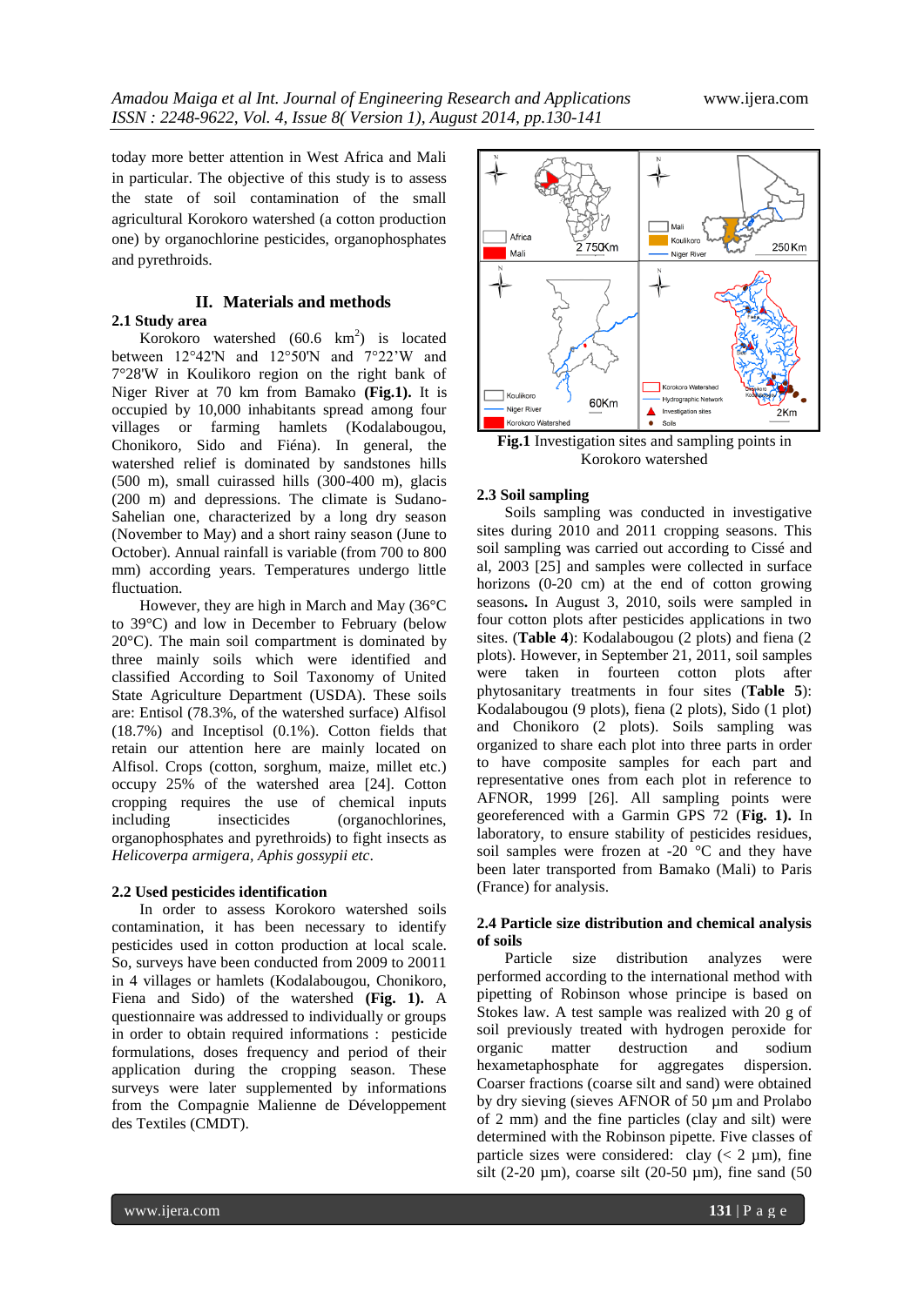today more better attention in West Africa and Mali in particular. The objective of this study is to assess the state of soil contamination of the small agricultural Korokoro watershed (a cotton production one) by organochlorine pesticides, organophosphates and pyrethroids.

## II. Materials and methods

### 2.1 Study area

Korokoro watershed (60.6 km$^2$) is located between 12°42'N and 12°50'N and 7°22'W and 7°28'W in Koulikoro region on the right bank of Niger River at 70 km from Bamako **(Fig.1).** It is occupied by 10,000 inhabitants spread among four villages or farming hamlets (Kodalabougou, Chonikoro, Sido and Fiéna). In general, the watershed relief is dominated by sandstones hills (500 m), small cuirassed hills (300-400 m), glacis (200 m) and depressions. The climate is Sudano-Sahelian one, characterized by a long dry season (November to May) and a short rainy season (June to October). Annual rainfall is variable (from 700 to 800 mm) according years. Temperatures undergo little fluctuation.

However, they are high in March and May (36°C to 39°C) and low in December to February (below 20°C). The main soil compartment is dominated by three mainly soils which were identified and classified According to Soil Taxonomy of United State Agriculture Department (USDA). These soils are: Entisol (78.3%, of the watershed surface) Alfisol (18.7%) and Inceptisol (0.1%). Cotton fields that retain our attention here are mainly located on Alfisol. Crops (cotton, sorghum, maize, millet etc.) occupy 25% of the watershed area [24]. Cotton cropping requires the use of chemical inputs including insecticides (organochlorines, organophosphates and pyrethroids) to fight insects as *Helicoverpa armigera*, *Aphis gossypii etc*.

### 2.2 Used pesticides identification

In order to assess Korokoro watershed soils contamination, it has been necessary to identify pesticides used in cotton production at local scale. So, surveys have been conducted from 2009 to 20011 in 4 villages or hamlets (Kodalabougou, Chonikoro, Fiena and Sido) of the watershed **(Fig. 1).** A questionnaire was addressed to individually or groups in order to obtain required informations : pesticide formulations, doses frequency and period of their application during the cropping season. These surveys were later supplemented by informations from the Compagnie Malienne de Développement des Textiles (CMDT).

**Fig.1** Investigation sites and sampling points in Korokoro watershed

### 2.3 Soil sampling

Soils sampling was conducted in investigative sites during 2010 and 2011 cropping seasons. This soil sampling was carried out according to Cissé and al, 2003 [25] and samples were collected in surface horizons (0-20 cm) at the end of cotton growing seasons**.** In August 3, 2010, soils were sampled in four cotton plots after pesticides applications in two sites. (**Table 4**): Kodalabougou (2 plots) and fiena (2 plots). However, in September 21, 2011, soil samples were taken in fourteen cotton plots after phytosanitary treatments in four sites (**Table 5**): Kodalabougou (9 plots), fiena (2 plots), Sido (1 plot) and Chonikoro (2 plots). Soils sampling was organized to share each plot into three parts in order to have composite samples for each part and representative ones from each plot in reference to AFNOR, 1999 [26]. All sampling points were georeferenced with a Garmin GPS 72 (**Fig. 1).** In laboratory, to ensure stability of pesticides residues, soil samples were frozen at -20 °C and they have been later transported from Bamako (Mali) to Paris (France) for analysis.

### 2.4 Particle size distribution and chemical analysis of soils

Particle size distribution analyzes were performed according to the international method with pipetting of Robinson whose principe is based on Stokes law. A test sample was realized with 20 g of soil previously treated with hydrogen peroxide for organic matter destruction and sodium hexametaphosphate for aggregates dispersion. Coarser fractions (coarse silt and sand) were obtained by dry sieving (sieves AFNOR of 50 µm and Prolabo of 2 mm) and the fine particles (clay and silt) were determined with the Robinson pipette. Five classes of particle sizes were considered: clay (< 2 µm), fine silt (2-20 µm), coarse silt (20-50 µm), fine sand (50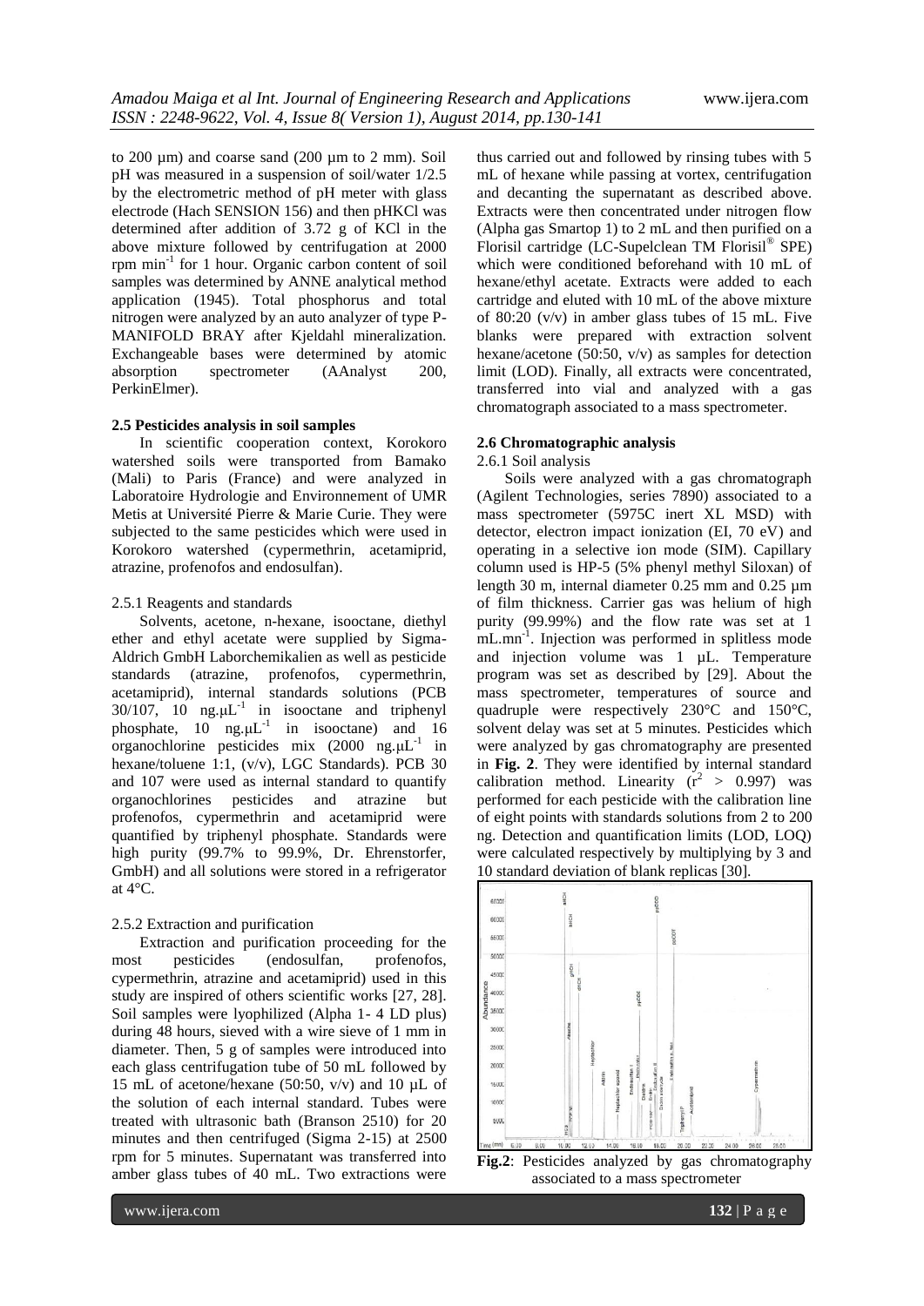to 200 µm) and coarse sand (200 µm to 2 mm). Soil pH was measured in a suspension of soil/water 1/2.5 by the electrometric method of pH meter with glass electrode (Hach SENSION 156) and then pHKCl was determined after addition of 3.72 g of KCl in the above mixture followed by centrifugation at 2000 rpm $min^{-1}$ for 1 hour. Organic carbon content of soil samples was determined by ANNE analytical method application (1945). Total phosphorus and total nitrogen were analyzed by an auto analyzer of type P-MANIFOLD BRAY after Kjeldahl mineralization. Exchangeable bases were determined by atomic absorption spectrometer (AAnalyst 200, PerkinElmer).

**2.5 Pesticides analysis in soil samples**

In scientific cooperation context, Korokoro watershed soils were transported from Bamako (Mali) to Paris (France) and were analyzed in Laboratoire Hydrologie and Environnement of UMR Metis at Université Pierre & Marie Curie. They were subjected to the same pesticides which were used in Korokoro watershed (cypermethrin, acetamiprid, atrazine, profenofos and endosulfan).

2.5.1 Reagents and standards

Solvents, acetone, n-hexane, isooctane, diethyl ether and ethyl acetate were supplied by Sigma-Aldrich GmbH Laborchemikalien as well as pesticide standards (atrazine, profenofos, cypermethrin, acetamiprid), internal standards solutions (PCB 30/107, 10 $ng.\mu L^{-1}$ in isooctane and triphenyl phosphate, 10 $ng.\mu L^{-1}$ in isooctane) and 16 organochlorine pesticides mix (2000 $ng.\mu L^{-1}$ in hexane/toluene 1:1, (v/v), LGC Standards). PCB 30 and 107 were used as internal standard to quantify organochlorines pesticides and atrazine but profenofos, cypermethrin and acetamiprid were quantified by triphenyl phosphate. Standards were high purity (99.7% to 99.9%, Dr. Ehrenstorfer, GmbH) and all solutions were stored in a refrigerator at 4°C.

2.5.2 Extraction and purification

Extraction and purification proceeding for the most pesticides (endosulfan, profenofos, cypermethrin, atrazine and acetamiprid) used in this study are inspired of others scientific works [27, 28]. Soil samples were lyophilized (Alpha 1- 4 LD plus) during 48 hours, sieved with a wire sieve of 1 mm in diameter. Then, 5 g of samples were introduced into each glass centrifugation tube of 50 mL followed by 15 mL of acetone/hexane (50:50, v/v) and 10 µL of the solution of each internal standard. Tubes were treated with ultrasonic bath (Branson 2510) for 20 minutes and then centrifuged (Sigma 2-15) at 2500 rpm for 5 minutes. Supernatant was transferred into amber glass tubes of 40 mL. Two extractions were thus carried out and followed by rinsing tubes with 5 mL of hexane while passing at vortex, centrifugation and decanting the supernatant as described above. Extracts were then concentrated under nitrogen flow (Alpha gas Smartop 1) to 2 mL and then purified on a Florisil cartridge (LC-Supelclean TM Florisil® SPE) which were conditioned beforehand with 10 mL of hexane/ethyl acetate. Extracts were added to each cartridge and eluted with 10 mL of the above mixture of 80:20 (v/v) in amber glass tubes of 15 mL. Five blanks were prepared with extraction solvent hexane/acetone (50:50, v/v) as samples for detection limit (LOD). Finally, all extracts were concentrated, transferred into vial and analyzed with a gas chromatograph associated to a mass spectrometer.

**2.6 Chromatographic analysis**

2.6.1 Soil analysis

Soils were analyzed with a gas chromatograph (Agilent Technologies, series 7890) associated to a mass spectrometer (5975C inert XL MSD) with detector, electron impact ionization (EI, 70 eV) and operating in a selective ion mode (SIM). Capillary column used is HP-5 (5% phenyl methyl Siloxan) of length 30 m, internal diameter 0.25 mm and 0.25 µm of film thickness. Carrier gas was helium of high purity (99.99%) and the flow rate was set at 1 $mL.mn^{-1}$. Injection was performed in splitless mode and injection volume was 1 µL. Temperature program was set as described by [29]. About the mass spectrometer, temperatures of source and quadruple were respectively 230°C and 150°C, solvent delay was set at 5 minutes. Pesticides which were analyzed by gas chromatography are presented in **Fig. 2**. They were identified by internal standard calibration method. Linearity ($r^2 > 0.997$) was performed for each pesticide with the calibration line of eight points with standards solutions from 2 to 200 ng. Detection and quantification limits (LOD, LOQ) were calculated respectively by multiplying by 3 and 10 standard deviation of blank replicas [30].

**Fig.2**: Pesticides analyzed by gas chromatography associated to a mass spectrometer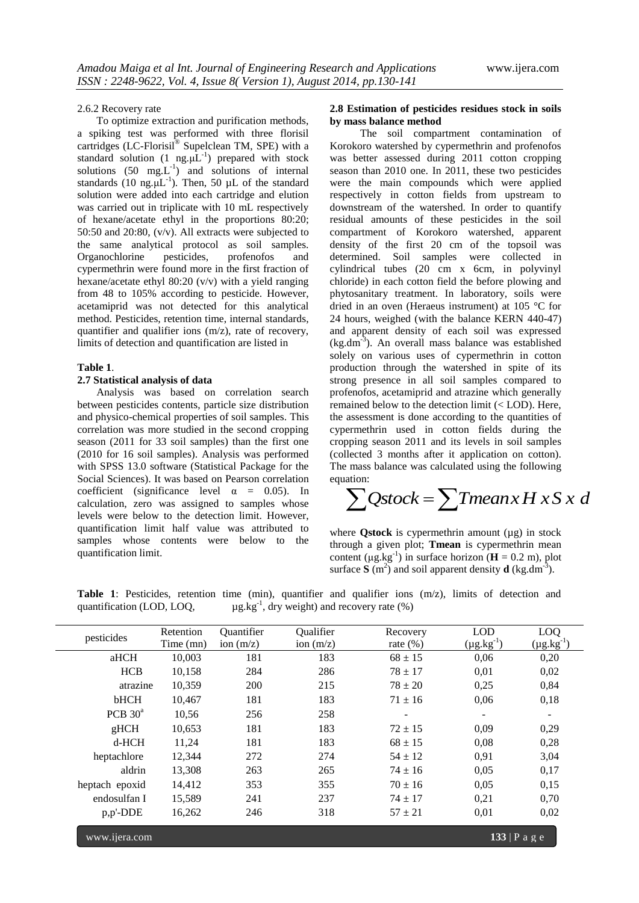2.6.2 Recovery rate

To optimize extraction and purification methods, a spiking test was performed with three florisil cartridges (LC-Florisil® Supelclean TM, SPE) with a standard solution (1 $ng.\mu L^{-1}$) prepared with stock solutions (50 $mg.L^{-1}$) and solutions of internal standards (10 $ng.\mu L^{-1}$). Then, 50 µL of the standard solution were added into each cartridge and elution was carried out in triplicate with 10 mL respectively of hexane/acetate ethyl in the proportions 80:20; 50:50 and 20:80, (v/v). All extracts were subjected to the same analytical protocol as soil samples. Organochlorine pesticides, profenofos and cypermethrin were found more in the first fraction of hexane/acetate ethyl 80:20 (v/v) with a yield ranging from 48 to 105% according to pesticide. However, acetamiprid was not detected for this analytical method. Pesticides, retention time, internal standards, quantifier and qualifier ions (m/z), rate of recovery, limits of detection and quantification are listed in

**Table 1**.

### 2.7 Statistical analysis of data

Analysis was based on correlation search between pesticides contents, particle size distribution and physico-chemical properties of soil samples. This correlation was more studied in the second cropping season (2011 for 33 soil samples) than the first one (2010 for 16 soil samples). Analysis was performed with SPSS 13.0 software (Statistical Package for the Social Sciences). It was based on Pearson correlation coefficient (significance level $\alpha$ = 0.05). In calculation, zero was assigned to samples whose levels were below to the detection limit. However, quantification limit half value was attributed to samples whose contents were below to the quantification limit.

### 2.8 Estimation of pesticides residues stock in soils by mass balance method

The soil compartment contamination of Korokoro watershed by cypermethrin and profenofos was better assessed during 2011 cotton cropping season than 2010 one. In 2011, these two pesticides were the main compounds which were applied respectively in cotton fields from upstream to downstream of the watershed. In order to quantify residual amounts of these pesticides in the soil compartment of Korokoro watershed, apparent density of the first 20 cm of the topsoil was determined. Soil samples were collected in cylindrical tubes (20 cm x 6cm, in polyvinyl chloride) in each cotton field the before plowing and phytosanitary treatment. In laboratory, soils were dried in an oven (Heraeus instrument) at 105 °C for 24 hours, weighed (with the balance KERN 440-47) and apparent density of each soil was expressed ($kg.dm^{-3}$). An overall mass balance was established solely on various uses of cypermethrin in cotton production through the watershed in spite of its strong presence in all soil samples compared to profenofos, acetamiprid and atrazine which generally remained below to the detection limit (< LOD). Here, the assessment is done according to the quantities of cypermethrin used in cotton fields during the cropping season 2011 and its levels in soil samples (collected 3 months after it application on cotton). The mass balance was calculated using the following equation:

$$\sum Qstock = \sum Tmean \, x \, H \, x \, S \, x \, d$$

where **Qstock** is cypermethrin amount (µg) in stock through a given plot; **Tmean** is cypermethrin mean content ($\mu g.kg^{-1}$) in surface horizon (**H** = 0.2 m), plot surface **S** ($m^2$) and soil apparent density **d** ($kg.dm^{-3}$).

**Table 1**: Pesticides, retention time (min), quantifier and qualifier ions (m/z), limits of detection and quantification (LOD, LOQ, $\mu g.kg^{-1}$, dry weight) and recovery rate (%)

| pesticides | Retention Time (mn) | Quantifier ion (m/z) | Qualifier ion (m/z) | Recovery rate (%) | LOD ($\mu g.kg^{-1}$) | LOQ ($\mu g.kg^{-1}$) |
|---|---|---|---|---|---|---|
| aHCH | 10,003 | 181 | 183 | 68 ± 15 | 0,06 | 0,20 |
| HCB | 10,158 | 284 | 286 | 78 ± 17 | 0,01 | 0,02 |
| atrazine | 10,359 | 200 | 215 | 78 ± 20 | 0,25 | 0,84 |
| bHCH | 10,467 | 181 | 183 | 71 ± 16 | 0,06 | 0,18 |
| PCB 30[a] | 10,56 | 256 | 258 | - | - | - |
| gHCH | 10,653 | 181 | 183 | 72 ± 15 | 0,09 | 0,29 |
| d-HCH | 11,24 | 181 | 183 | 68 ± 15 | 0,08 | 0,28 |
| heptachlore | 12,344 | 272 | 274 | 54 ± 12 | 0,91 | 3,04 |
| aldrin | 13,308 | 263 | 265 | 74 ± 16 | 0,05 | 0,17 |
| heptach epoxid | 14,412 | 353 | 355 | 70 ± 16 | 0,05 | 0,15 |
| endosulfan I | 15,589 | 241 | 237 | 74 ± 17 | 0,21 | 0,70 |
| p,p'-DDE | 16,262 | 246 | 318 | 57 ± 21 | 0,01 | 0,02 |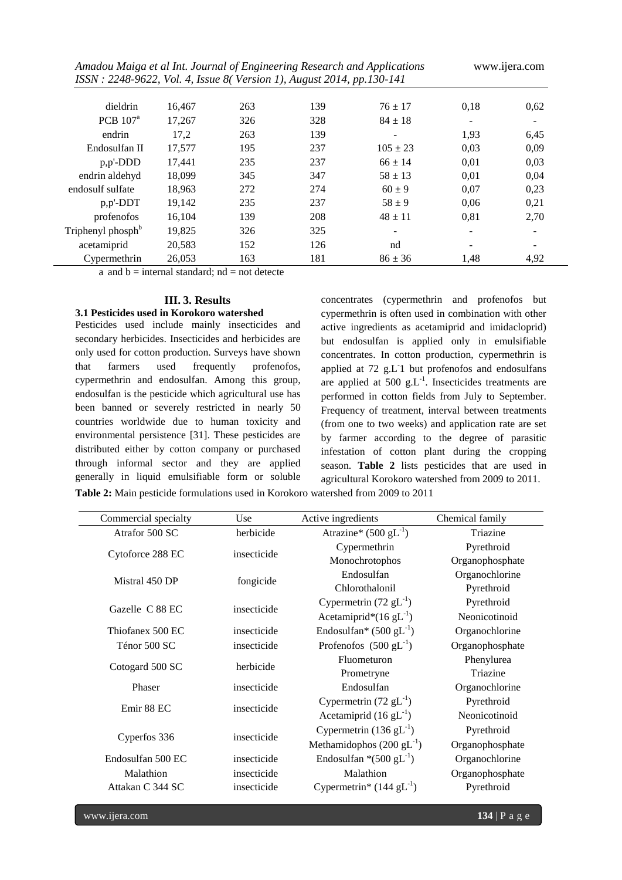| dieldrin | 16,467 | 263 | 139 | 76 ± 17 | 0,18 | 0,62 |
|---|---|---|---|---|---|---|
| PCB 107[a] | 17,267 | 326 | 328 | 84 ± 18 | - | - |
| endrin | 17,2 | 263 | 139 | - | 1,93 | 6,45 |
| Endosulfan II | 17,577 | 195 | 237 | 105 ± 23 | 0,03 | 0,09 |
| p,p'-DDD | 17,441 | 235 | 237 | 66 ± 14 | 0,01 | 0,03 |
| endrin aldehyd | 18,099 | 345 | 347 | 58 ± 13 | 0,01 | 0,04 |
| endosulf sulfate | 18,963 | 272 | 274 | 60 ± 9 | 0,07 | 0,23 |
| p,p'-DDT | 19,142 | 235 | 237 | 58 ± 9 | 0,06 | 0,21 |
| profenofos | 16,104 | 139 | 208 | 48 ± 11 | 0,81 | 2,70 |
| Triphenyl phosph[b] | 19,825 | 326 | 325 | - | - | - |
| acetamiprid | 20,583 | 152 | 126 | nd | - | - |
| Cypermethrin | 26,053 | 163 | 181 | 86 ± 36 | 1,48 | 4,92 |

a and b = internal standard; nd = not detecte

## III. 3. Results

### 3.1 Pesticides used in Korokoro watershed

Pesticides used include mainly insecticides and secondary herbicides. Insecticides and herbicides are only used for cotton production. Surveys have shown that farmers used frequently profenofos, cypermethrin and endosulfan. Among this group, endosulfan is the pesticide which agricultural use has been banned or severely restricted in nearly 50 countries worldwide due to human toxicity and environmental persistence [31]. These pesticides are distributed either by cotton company or purchased through informal sector and they are applied generally in liquid emulsifiable form or soluble concentrates (cypermethrin and profenofos but cypermethrin is often used in combination with other active ingredients as acetamiprid and imidacloprid) but endosulfan is applied only in emulsifiable concentrates. In cotton production, cypermethrin is applied at 72 g.L-1 but profenofos and endosulfans are applied at 500 $g.L^{-1}$. Insecticides treatments are performed in cotton fields from July to September. Frequency of treatment, interval between treatments (from one to two weeks) and application rate are set by farmer according to the degree of parasitic infestation of cotton plant during the cropping season. **Table 2** lists pesticides that are used in agricultural Korokoro watershed from 2009 to 2011.

**Table 2:** Main pesticide formulations used in Korokoro watershed from 2009 to 2011

| Commercial specialty | Use | Active ingredients | Chemical family |
|---|---|---|---|
| Atrafor 500 SC | herbicide | Atrazine* (500 $gL^{-1}$) | Triazine |
| Cytoforce 288 EC | insecticide | Cypermethrin<br>Monochrotophos | Pyrethroid<br>Organophosphate |
| Mistral 450 DP | fongicide | Endosulfan<br>Chlorothalonil | Organochlorine<br>Pyrethroid |
| Gazelle C 88 EC | insecticide | Cypermetrin (72 $gL^{-1}$)<br>Acetamiprid*(16 $gL^{-1}$) | Pyrethroid<br>Neonicotinoid |
| Thiofanex 500 EC | insecticide | Endosulfan* (500 $gL^{-1}$) | Organochlorine |
| Ténor 500 SC | insecticide | Profenofos (500 $gL^{-1}$) | Organophosphate |
| Cotogard 500 SC | herbicide | Fluometuron<br>Prometryne | Phenylurea<br>Triazine |
| Phaser | insecticide | Endosulfan | Organochlorine |
| Emir 88 EC | insecticide | Cypermetrin (72 $gL^{-1}$)<br>Acetamiprid (16 $gL^{-1}$) | Pyrethroid<br>Neonicotinoid |
| Cyperfos 336 | insecticide | Cypermetrin (136 $gL^{-1}$)<br>Methamidophos (200 $gL^{-1}$) | Pyrethroid<br>Organophosphate |
| Endosulfan 500 EC | insecticide | Endosulfan *(500 $gL^{-1}$) | Organochlorine |
| Malathion | insecticide | Malathion | Organophosphate |
| Attakan C 344 SC | insecticide | Cypermetrin* (144 $gL^{-1}$) | Pyrethroid |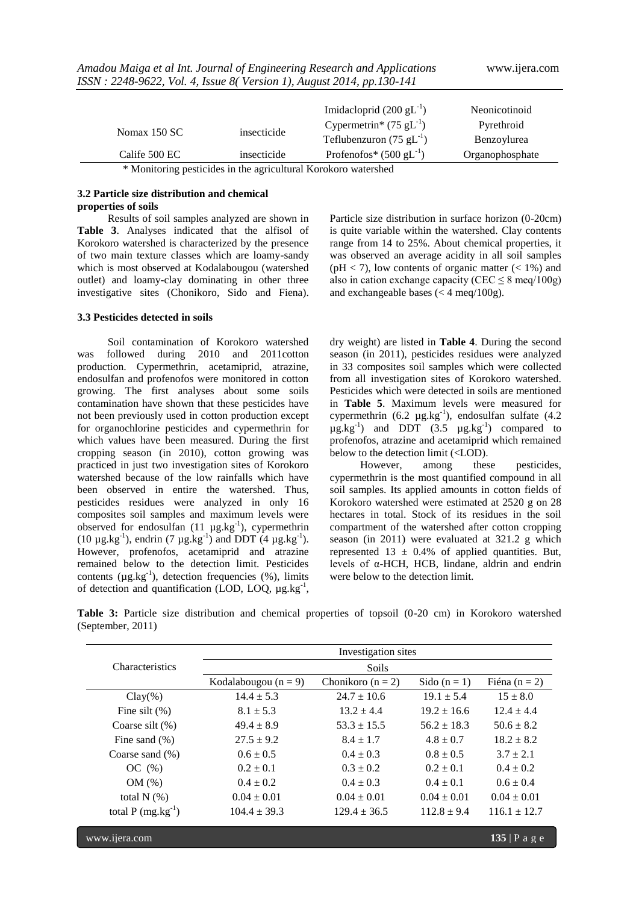| | | Imidacloprid (200 $gL^{-1}$) | Neonicotinoid |
|---|---|---|---|
| Nomax 150 SC | insecticide | Cypermetrin* (75 $gL^{-1}$) | Pyrethroid |
| | | Teflubenzuron (75 $gL^{-1}$) | Benzoylurea |
| Calife 500 EC | insecticide | Profenofos* (500 $gL^{-1}$) | Organophosphate |

\* Monitoring pesticides in the agricultural Korokoro watershed

### 3.2 Particle size distribution and chemical properties of soils

Results of soil samples analyzed are shown in **Table 3**. Analyses indicated that the alfisol of Korokoro watershed is characterized by the presence of two main texture classes which are loamy-sandy which is most observed at Kodalabougou (watershed outlet) and loamy-clay dominating in other three investigative sites (Chonikoro, Sido and Fiena). Particle size distribution in surface horizon (0-20cm) is quite variable within the watershed. Clay contents range from 14 to 25%. About chemical properties, it was observed an average acidity in all soil samples (pH < 7), low contents of organic matter (< 1%) and also in cation exchange capacity (CEC ≤ 8 meq/100g) and exchangeable bases (< 4 meq/100g).

### 3.3 Pesticides detected in soils

Soil contamination of Korokoro watershed was followed during 2010 and 2011cotton production. Cypermethrin, acetamiprid, atrazine, endosulfan and profenofos were monitored in cotton growing. The first analyses about some soils contamination have shown that these pesticides have not been previously used in cotton production except for organochlorine pesticides and cypermethrin for which values have been measured. During the first cropping season (in 2010), cotton growing was practiced in just two investigation sites of Korokoro watershed because of the low rainfalls which have been observed in entire the watershed. Thus, pesticides residues were analyzed in only 16 composites soil samples and maximum levels were observed for endosulfan (11 $\mu g.kg^{-1}$), cypermethrin (10 $\mu g.kg^{-1}$), endrin (7 $\mu g.kg^{-1}$) and DDT (4 $\mu g.kg^{-1}$). However, profenofos, acetamiprid and atrazine remained below to the detection limit. Pesticides contents ($\mu g.kg^{-1}$), detection frequencies (%), limits of detection and quantification (LOD, LOQ, $\mu g.kg^{-1}$, dry weight) are listed in **Table 4**. During the second season (in 2011), pesticides residues were analyzed in 33 composites soil samples which were collected from all investigation sites of Korokoro watershed. Pesticides which were detected in soils are mentioned in **Table 5**. Maximum levels were measured for cypermethrin (6.2 $\mu g.kg^{-1}$), endosulfan sulfate (4.2 $\mu g.kg^{-1}$) and DDT (3.5 $\mu g.kg^{-1}$) compared to profenofos, atrazine and acetamiprid which remained below to the detection limit (<LOD).

However, among these pesticides, cypermethrin is the most quantified compound in all soil samples. Its applied amounts in cotton fields of Korokoro watershed were estimated at 2520 g on 28 hectares in total. Stock of its residues in the soil compartment of the watershed after cotton cropping season (in 2011) were evaluated at 321.2 g which represented 13 ± 0.4% of applied quantities. But, levels of α-HCH, HCB, lindane, aldrin and endrin were below to the detection limit.

**Table 3:** Particle size distribution and chemical properties of topsoil (0-20 cm) in Korokoro watershed (September, 2011)

| Characteristics | Investigation sites | | | |
|---|---|---|---|---|
| | Soils | | | |
| | Kodalabougou (n = 9) | Chonikoro (n = 2) | Sido (n = 1) | Fiéna (n = 2) |
| Clay(%) | 14.4 ± 5.3 | 24.7 ± 10.6 | 19.1 ± 5.4 | 15 ± 8.0 |
| Fine silt (%) | 8.1 ± 5.3 | 13.2 ± 4.4 | 19.2 ± 16.6 | 12.4 ± 4.4 |
| Coarse silt (%) | 49.4 ± 8.9 | 53.3 ± 15.5 | 56.2 ± 18.3 | 50.6 ± 8.2 |
| Fine sand (%) | 27.5 ± 9.2 | 8.4 ± 1.7 | 4.8 ± 0.7 | 18.2 ± 8.2 |
| Coarse sand (%) | 0.6 ± 0.5 | 0.4 ± 0.3 | 0.8 ± 0.5 | 3.7 ± 2.1 |
| OC (%) | 0.2 ± 0.1 | 0.3 ± 0.2 | 0.2 ± 0.1 | 0.4 ± 0.2 |
| OM (%) | 0.4 ± 0.2 | 0.4 ± 0.3 | 0.4 ± 0.1 | 0.6 ± 0.4 |
| total N (%) | 0.04 ± 0.01 | 0.04 ± 0.01 | 0.04 ± 0.01 | 0.04 ± 0.01 |
| total P ($mg.kg^{-1}$) | 104.4 ± 39.3 | 129.4 ± 36.5 | 112.8 ± 9.4 | 116.1 ± 12.7 |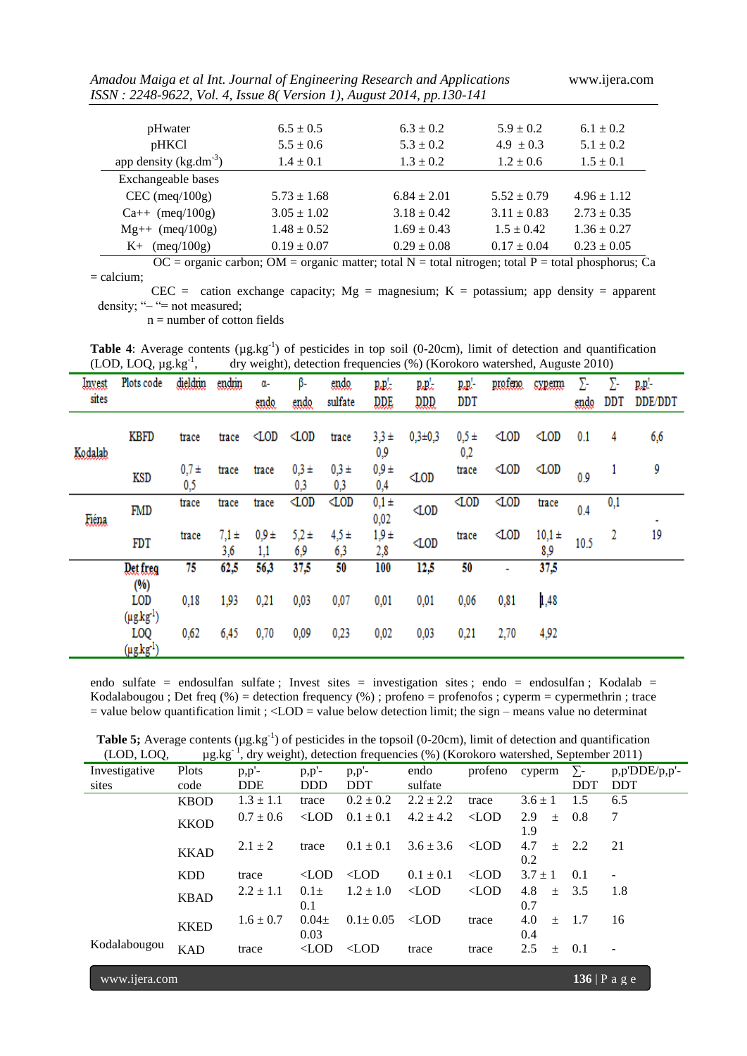|  |  |  |  |  |
|---|---|---|---|---|
| pHwater | 6.5 ± 0.5 | 6.3 ± 0.2 | 5.9 ± 0.2 | 6.1 ± 0.2 |
| pHKCl | 5.5 ± 0.6 | 5.3 ± 0.2 | 4.9 ± 0.3 | 5.1 ± 0.2 |
| app density (kg.dm$^{-3}$) | 1.4 ± 0.1 | 1.3 ± 0.2 | 1.2 ± 0.6 | 1.5 ± 0.1 |
| Exchangeable bases |  |  |  |  |
| CEC (meq/100g) | 5.73 ± 1.68 | 6.84 ± 2.01 | 5.52 ± 0.79 | 4.96 ± 1.12 |
| Ca++ (meq/100g) | 3.05 ± 1.02 | 3.18 ± 0.42 | 3.11 ± 0.83 | 2.73 ± 0.35 |
| Mg++ (meq/100g) | 1.48 ± 0.52 | 1.69 ± 0.43 | 1.5 ± 0.42 | 1.36 ± 0.27 |
| K+ (meq/100g) | 0.19 ± 0.07 | 0.29 ± 0.08 | 0.17 ± 0.04 | 0.23 ± 0.05 |

OC = organic carbon; OM = organic matter; total N = total nitrogen; total P = total phosphorus; Ca = calcium;

CEC = cation exchange capacity; Mg = magnesium; K = potassium; app density = apparent density; "– "= not measured;

n = number of cotton fields

**Table 4**: Average contents (µg.kg$^{-1}$) of pesticides in top soil (0-20cm), limit of detection and quantification (LOD, LOQ, µg.kg$^{-1}$, dry weight), detection frequencies (%) (Korokoro watershed, Auguste 2010)

| Invest sites | Plots code | dieldrin | endrin | α-endo | β-endo | endo sulfate | p,p'-DDE | p,p'-DDD | p,p'-DDT | profeno | cyperm | ∑-endo | ∑-DDT | p,p'-DDE/DDT |
|---|---|---|---|---|---|---|---|---|---|---|---|---|---|---|
| Kodalab | KBFD | trace | trace | <LOD | <LOD | trace | 3,3 ± 0,9 | 0,3±0,3 | 0,5 ± 0,2 | <LOD | <LOD | 0.1 | 4 | 6,6 |
|  | KSD | 0,7 ± 0,5 | trace | trace | 0,3 ± 0,3 | 0,3 ± 0,3 | 0,9 ± 0,4 | <LOD | trace | <LOD | <LOD | 0.9 | 1 | 9 |
| Fiéna | FMD | trace | trace | trace | <LOD | <LOD | 0,1 ± 0,02 | <LOD | <LOD | <LOD | trace | 0.4 | 0,1 | - |
|  | FDT | trace | 7,1 ± 3,6 | 0,9 ± 1,1 | 5,2 ± 6,9 | 4,5 ± 6,3 | 1,9 ± 2,8 | <LOD | trace | <LOD | 10,1 ± 8,9 | 10.5 | 2 | 19 |
|  | Det freq (%) | 75 | 62,5 | 56,3 | 37,5 | 50 | 100 | 12,5 | 50 | - | 37,5 |  |  |  |
|  | LOD (µg.kg$^{-1}$) | 0,18 | 1,93 | 0,21 | 0,03 | 0,07 | 0,01 | 0,01 | 0,06 | 0,81 | 1,48 |  |  |  |
|  | LOQ (µg.kg$^{-1}$) | 0,62 | 6,45 | 0,70 | 0,09 | 0,23 | 0,02 | 0,03 | 0,21 | 2,70 | 4,92 |  |  |  |

endo sulfate = endosulfan sulfate ; Invest sites = investigation sites ; endo = endosulfan ; Kodalab = Kodalabougou ; Det freq (%) = detection frequency (%) ; profeno = profenofos ; cyperm = cypermethrin ; trace = value below quantification limit ; <LOD = value below detection limit; the sign – means value no determinat

**Table 5;** Average contents (µg.kg$^{-1}$) of pesticides in the topsoil (0-20cm), limit of detection and quantification (LOD, LOQ, µg.kg$^{-1}$, dry weight), detection frequencies (%) (Korokoro watershed, September 2011)

| Investigative sites | Plots code | p,p'-DDE | p,p'-DDD | p,p'-DDT | endo sulfate | profeno | cyperm | ∑-DDT | p,p'DDE/p,p'-DDT |
|---|---|---|---|---|---|---|---|---|---|
| Kodalabougou | KBOD | 1.3 ± 1.1 | trace | 0.2 ± 0.2 | 2.2 ± 2.2 | trace | 3.6 ± 1 | 1.5 | 6.5 |
|  | KKOD | 0.7 ± 0.6 | <LOD | 0.1 ± 0.1 | 4.2 ± 4.2 | <LOD | 2.9 ± 1.9 | 0.8 | 7 |
|  | KKAD | 2.1 ± 2 | trace | 0.1 ± 0.1 | 3.6 ± 3.6 | <LOD | 4.7 ± 0.2 | 2.2 | 21 |
|  | KDD | trace | <LOD | <LOD | 0.1 ± 0.1 | <LOD | 3.7 ± 1 | 0.1 | - |
|  | KBAD | 2.2 ± 1.1 | 0.1± 0.1 | 1.2 ± 1.0 | <LOD | <LOD | 4.8 ± 0.7 | 3.5 | 1.8 |
|  | KKED | 1.6 ± 0.7 | 0.04± 0.03 | 0.1± 0.05 | <LOD | trace | 4.0 ± 0.4 | 1.7 | 16 |
|  | KAD | trace | <LOD | <LOD | trace | trace | 2.5 ± | 0.1 | - |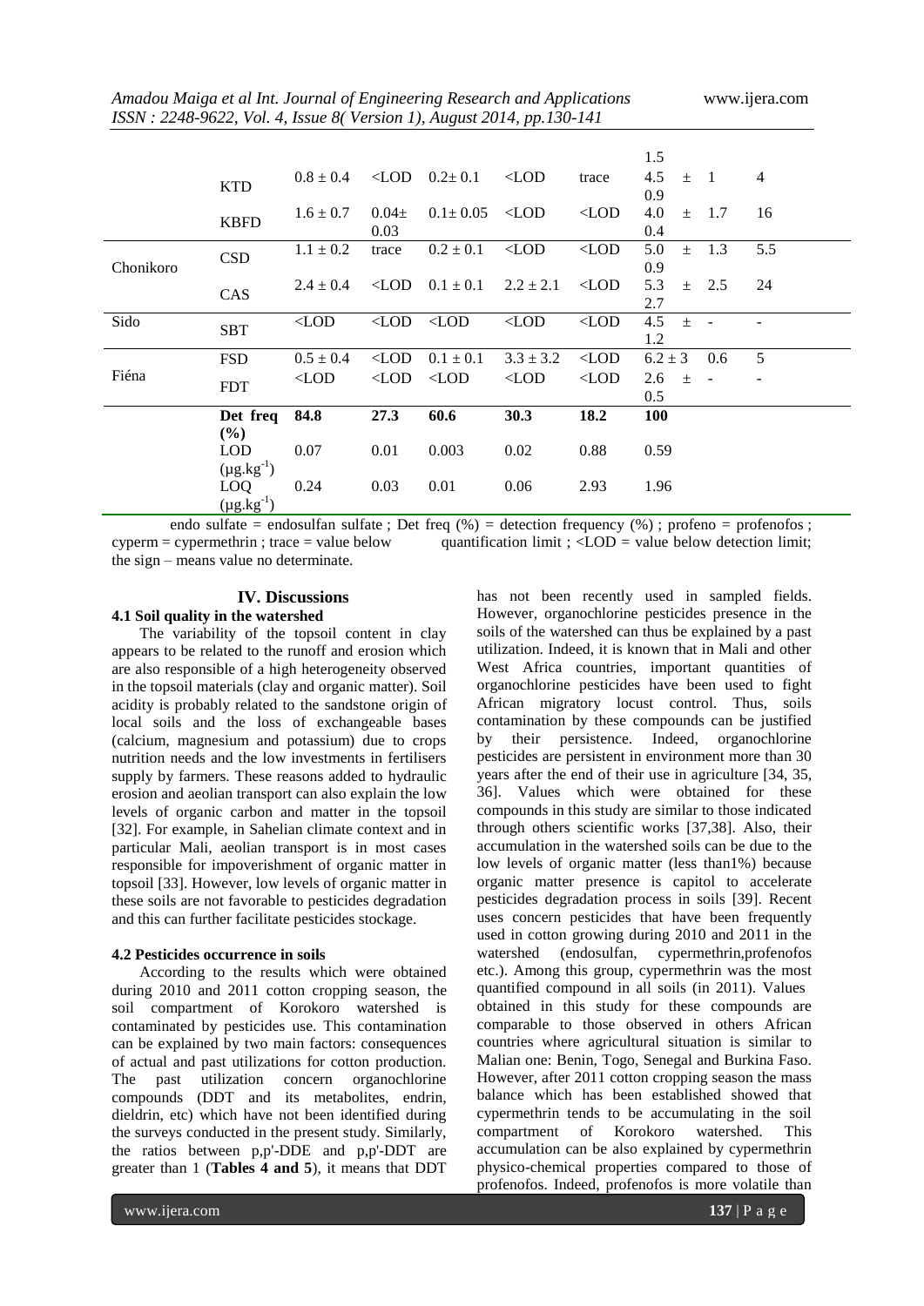| | | | | | | | | | |
|---|---|---|---|---|---|---|---|---|---|
| | | | | | | | 1.5 | | |
| | KTD | 0.8 ± 0.4 | <LOD | 0.2± 0.1 | <LOD | trace | 4.5 ± 0.9 | 1 | 4 |
| | KBFD | 1.6 ± 0.7 | 0.04± 0.03 | 0.1± 0.05 | <LOD | <LOD | 4.0 ± 0.4 | 1.7 | 16 |
| Chonikoro | CSD | 1.1 ± 0.2 | trace | 0.2 ± 0.1 | <LOD | <LOD | 5.0 ± 0.9 | 1.3 | 5.5 |
| | CAS | 2.4 ± 0.4 | <LOD | 0.1 ± 0.1 | 2.2 ± 2.1 | <LOD | 5.3 ± 2.7 | 2.5 | 24 |
| Sido | SBT | <LOD | <LOD | <LOD | <LOD | <LOD | 4.5 ± 1.2 | - | - |
| Fiéna | FSD | 0.5 ± 0.4 | <LOD | 0.1 ± 0.1 | 3.3 ± 3.2 | <LOD | 6.2 ± 3 | 0.6 | 5 |
| | FDT | <LOD | <LOD | <LOD | <LOD | <LOD | 2.6 ± 0.5 | - | - |
| | **Det freq (%)** | **84.8** | **27.3** | **60.6** | **30.3** | **18.2** | **100** | | |
| | LOD ($\mu g.kg^{-1}$) | 0.07 | 0.01 | 0.003 | 0.02 | 0.88 | 0.59 | | |
| | LOQ ($\mu g.kg^{-1}$) | 0.24 | 0.03 | 0.01 | 0.06 | 2.93 | 1.96 | | |

endo sulfate = endosulfan sulfate ; Det freq (%) = detection frequency (%) ; profeno = profenofos ; cyperm = cypermethrin ; trace = value below quantification limit ; <LOD = value below detection limit; the sign – means value no determinate.

## IV. Discussions

### 4.1 Soil quality in the watershed

The variability of the topsoil content in clay appears to be related to the runoff and erosion which are also responsible of a high heterogeneity observed in the topsoil materials (clay and organic matter). Soil acidity is probably related to the sandstone origin of local soils and the loss of exchangeable bases (calcium, magnesium and potassium) due to crops nutrition needs and the low investments in fertilisers supply by farmers. These reasons added to hydraulic erosion and aeolian transport can also explain the low levels of organic carbon and matter in the topsoil [32]. For example, in Sahelian climate context and in particular Mali, aeolian transport is in most cases responsible for impoverishment of organic matter in topsoil [33]. However, low levels of organic matter in these soils are not favorable to pesticides degradation and this can further facilitate pesticides stockage.

### 4.2 Pesticides occurrence in soils

According to the results which were obtained during 2010 and 2011 cotton cropping season, the soil compartment of Korokoro watershed is contaminated by pesticides use. This contamination can be explained by two main factors: consequences of actual and past utilizations for cotton production. The past utilization concern organochlorine compounds (DDT and its metabolites, endrin, dieldrin, etc) which have not been identified during the surveys conducted in the present study. Similarly, the ratios between p,p'-DDE and p,p'-DDT are greater than 1 (**Tables 4 and 5**), it means that DDT has not been recently used in sampled fields. However, organochlorine pesticides presence in the soils of the watershed can thus be explained by a past utilization. Indeed, it is known that in Mali and other West Africa countries, important quantities of organochlorine pesticides have been used to fight African migratory locust control. Thus, soils contamination by these compounds can be justified by their persistence. Indeed, organochlorine pesticides are persistent in environment more than 30 years after the end of their use in agriculture [34, 35, 36]. Values which were obtained for these compounds in this study are similar to those indicated through others scientific works [37,38]. Also, their accumulation in the watershed soils can be due to the low levels of organic matter (less than1%) because organic matter presence is capitol to accelerate pesticides degradation process in soils [39]. Recent uses concern pesticides that have been frequently used in cotton growing during 2010 and 2011 in the watershed (endosulfan, cypermethrin,profenofos etc.). Among this group, cypermethrin was the most quantified compound in all soils (in 2011). Values obtained in this study for these compounds are comparable to those observed in others African countries where agricultural situation is similar to Malian one: Benin, Togo, Senegal and Burkina Faso. However, after 2011 cotton cropping season the mass balance which has been established showed that cypermethrin tends to be accumulating in the soil compartment of Korokoro watershed. This accumulation can be also explained by cypermethrin physico-chemical properties compared to those of profenofos. Indeed, profenofos is more volatile than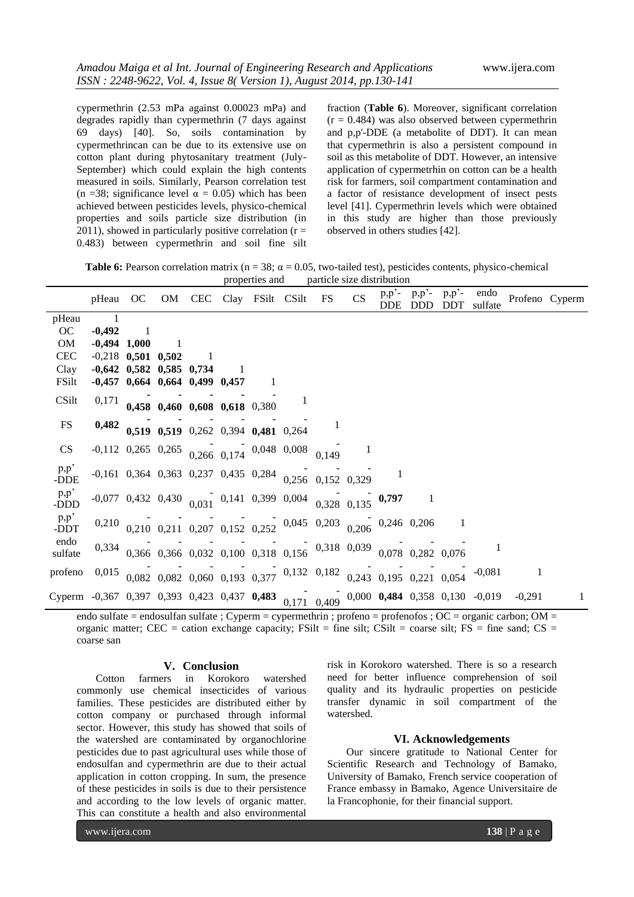cypermethrin (2.53 mPa against 0.00023 mPa) and degrades rapidly than cypermethrin (7 days against 69 days) [40]. So, soils contamination by cypermethrincan can be due to its extensive use on cotton plant during phytosanitary treatment (July-September) which could explain the high contents measured in soils. Similarly, Pearson correlation test (n =38; significance level $\alpha = 0.05$) which has been achieved between pesticides levels, physico-chemical properties and soils particle size distribution (in 2011), showed in particularly positive correlation ($r = 0.483$) between cypermethrin and soil fine silt fraction (**Table 6**). Moreover, significant correlation ($r = 0.484$) was also observed between cypermethrin and p,p'-DDE (a metabolite of DDT). It can mean that cypermethrin is also a persistent compound in soil as this metabolite of DDT. However, an intensive application of cypermetrhin on cotton can be a health risk for farmers, soil compartment contamination and a factor of resistance development of insect pests level [41]. Cypermethrin levels which were obtained in this study are higher than those previously observed in others studies [42].

**Table 6:** Pearson correlation matrix (n = 38; $\alpha = 0.05$, two-tailed test), pesticides contents, physico-chemical properties and particle size distribution

| | pHeau | OC | OM | CEC | Clay | FSilt | CSilt | FS | CS | p,p'-DDE | p,p'-DDD | p,p'-DDT | endo sulfate | Profeno | Cyperm |
|---|---|---|---|---|---|---|---|---|---|---|---|---|---|---|---|
| pHeau | 1 | | | | | | | | | | | | | | |
| OC | **-0,492** | 1 | | | | | | | | | | | | | |
| OM | **-0,494** | **1,000** | 1 | | | | | | | | | | | | |
| CEC | -0,218 | **0,501** | **0,502** | 1 | | | | | | | | | | | |
| Clay | **-0,642** | **0,582** | **0,585** | **0,734** | 1 | | | | | | | | | | |
| FSilt | **-0,457** | **0,664** | **0,664** | **0,499** | **0,457** | 1 | | | | | | | | | |
| CSilt | 0,171 | **-0,458** | **-0,460** | **-0,608** | **-0,618** | -0,380 | 1 | | | | | | | | |
| FS | **0,482** | **-0,519** | **-0,519** | -0,262 | -0,394 | **-0,481** | -0,264 | 1 | | | | | | | |
| CS | -0,112 | 0,265 | 0,265 | -0,266 | -0,174 | 0,048 | 0,008 | -0,149 | 1 | | | | | | |
| p,p'-DDE | -0,161 | 0,364 | 0,363 | 0,237 | 0,435 | 0,284 | -0,256 | -0,152 | -0,329 | 1 | | | | | |
| p,p'-DDD | -0,077 | 0,432 | 0,430 | -0,031 | 0,141 | 0,399 | 0,004 | -0,328 | -0,135 | **0,797** | 1 | | | | |
| p,p'-DDT | 0,210 | -0,210 | -0,211 | -0,207 | -0,152 | -0,252 | 0,045 | 0,203 | -0,206 | 0,246 | 0,206 | 1 | | | |
| endo sulfate | 0,334 | -0,366 | -0,366 | -0,032 | -0,100 | -0,318 | -0,156 | 0,318 | 0,039 | -0,078 | -0,282 | -0,076 | 1 | | |
| profeno | 0,015 | -0,082 | -0,082 | -0,060 | -0,193 | -0,377 | 0,132 | 0,182 | -0,243 | -0,195 | -0,221 | -0,054 | -0,081 | 1 | |
| Cyperm | -0,367 | 0,397 | 0,393 | 0,423 | 0,437 | **0,483** | -0,171 | -0,409 | 0,000 | **0,484** | 0,358 | 0,130 | -0,019 | -0,291 | 1 |

endo sulfate = endosulfan sulfate ; Cyperm = cypermethrin ; profeno = profenofos ; OC = organic carbon; OM = organic matter; CEC = cation exchange capacity; FSilt = fine silt; CSilt = coarse silt; FS = fine sand; CS = coarse san

## V. Conclusion

Cotton farmers in Korokoro watershed commonly use chemical insecticides of various families. These pesticides are distributed either by cotton company or purchased through informal sector. However, this study has showed that soils of the watershed are contaminated by organochlorine pesticides due to past agricultural uses while those of endosulfan and cypermethrin are due to their actual application in cotton cropping. In sum, the presence of these pesticides in soils is due to their persistence and according to the low levels of organic matter. This can constitute a health and also environmental risk in Korokoro watershed. There is so a research need for better influence comprehension of soil quality and its hydraulic properties on pesticide transfer dynamic in soil compartment of the watershed.

## VI. Acknowledgements

Our sincere gratitude to National Center for Scientific Research and Technology of Bamako, University of Bamako, French service cooperation of France embassy in Bamako, Agence Universitaire de la Francophonie, for their financial support.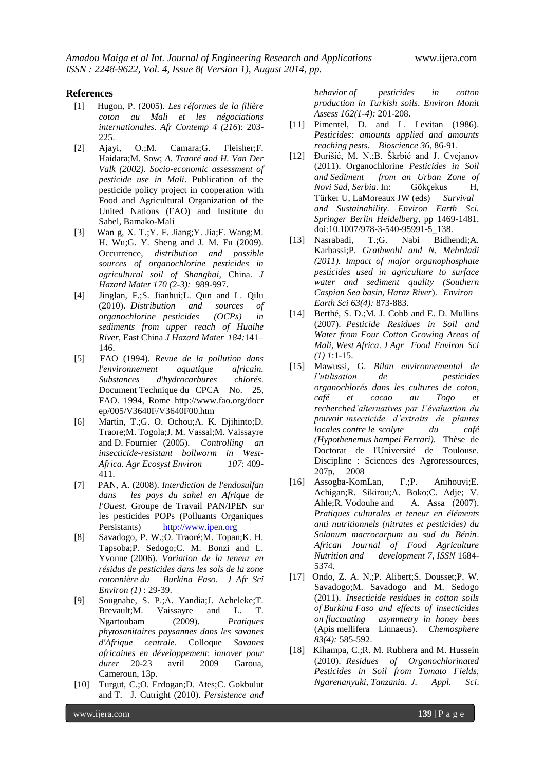## References

[1] Hugon, P. (2005). *Les réformes de la filière coton au Mali et les négociations internationales*. *Afr Contemp 4 (216*): 203-225.

[2] Ajayi, O.;M. Camara;G. Fleisher;F. Haidara;M. Sow; *A. Traoré and H. Van Der Valk (2002). Socio-economic assessment of pesticide use in Mali*. Publication of the pesticide policy project in cooperation with Food and Agricultural Organization of the United Nations (FAO) and Institute du Sahel, Bamako-Mali

[3] Wan g, X. T.;Y. F. Jiang;Y. Jia;F. Wang;M. H. Wu;G. Y. Sheng and J. M. Fu (2009). Occurrence, *distribution and possible sources of organochlorine pesticides in agricultural soil of Shanghai*, China. *J Hazard Mater 170 (2-3):* 989-997.

[4] Jinglan, F.;S. Jianhui;L. Qun and L. Qilu (2010). *Distribution and sources of organochlorine pesticides (OCPs) in sediments from upper reach of Huaihe River*, East China *J Hazard Mater 184:*141–146.

[5] FAO (1994). *Revue de la pollution dans l'environnement aquatique africain. Substances d'hydrocarbures chlorés*. Document Technique du CPCA No. 25, FAO. 1994, Rome http://www.fao.org/docrep/005/V3640F/V3640F00.htm

[6] Martin, T.;G. O. Ochou;A. K. Djihinto;D. Traore;M. Togola;J. M. Vassal;M. Vaissayre and D. Fournier (2005). *Controlling an insecticide-resistant bollworm in West-Africa*. *Agr Ecosyst Environ 107*: 409-411.

[7] PAN, A. (2008). *Interdiction de l'endosulfan dans les pays du sahel en Afrique de l'Ouest.* Groupe de Travail PAN/IPEN sur les pesticides POPs (Polluants Organiques Persistants) http://www.ipen.org

[8] Savadogo, P. W.;O. Traoré;M. Topan;K. H. Tapsoba;P. Sedogo;C. M. Bonzi and L. Yvonne (2006). *Variation de la teneur en résidus de pesticides dans les sols de la zone cotonnière du Burkina Faso*. *J Afr Sci Environ (1)* : 29-39.

[9] Sougnabe, S. P.;A. Yandia;J. Acheleke;T. Brevault;M. Vaissayre and L. T. Ngartoubam (2009). *Pratiques phytosanitaires paysannes dans les savanes d'Afrique centrale*. Colloque *Savanes africaines en développement*: *innover pour durer* 20-23 avril 2009 Garoua, Cameroun, 13p.

[10] Turgut, C.;O. Erdogan;D. Ates;C. Gokbulut and T. J. Cutright (2010). *Persistence and behavior of pesticides in cotton production in Turkish soils*. *Environ Monit Assess 162(1-4):* 201-208.

[11] Pimentel, D. and L. Levitan (1986). *Pesticides: amounts applied and amounts reaching pests*. *Bioscience 36*, 86-91.

[12] Đurišić, M. N.;B. Škrbić and J. Cvejanov (2011). Organochlorine *Pesticides in Soil and Sediment from an Urban Zone of Novi Sad, Serbia*. In: Gökçekus H, Türker U, LaMoreaux JW (eds) *Survival and Sustainability*. *Environ Earth Sci. Springer Berlin Heidelberg*, pp 1469-1481. doi:10.1007/978-3-540-95991-5_138.

[13] Nasrabadi, T.;G. Nabi Bidhendi;A. Karbassi;P. *Grathwohl and N. Mehrdadi (2011). Impact of major organophosphate pesticides used in agriculture to surface water and sediment quality (Southern Caspian Sea basin, Haraz River*). *Environ Earth Sci 63(4):* 873-883.

[14] Berthé, S. D.;M. J. Cobb and E. D. Mullins (2007). *Pesticide Residues in Soil and Water from Four Cotton Growing Areas of Mali, West Africa*. *J Agr Food Environ Sci (1) 1*:1-15.

[15] Mawussi, G. *Bilan environnemental de l'utilisation de pesticides organochlorés dans les cultures de coton, café et cacao au Togo et recherched'alternatives par l'évaluation du pouvoir insecticide d'extraits de plantes locales contre le scolyte du café (Hypothenemus hampei Ferrari).* Thèse de Doctorat de l'Université de Toulouse. Discipline : Sciences des Agroressources, 207p, 2008

[16] Assogba-KomLan, F.;P. Anihouvi;E. Achigan;R. Sikirou;A. Boko;C. Adje; V. Ahle;R. Vodouhe and A. Assa (2007). *Pratiques culturales et teneur en éléments anti nutritionnels (nitrates et pesticides) du Solanum macrocarpum au sud du Bénin*. *African Journal of Food Agriculture Nutrition and development 7, ISSN* 1684-5374.

[17] Ondo, Z. A. N.;P. Alibert;S. Dousset;P. W. Savadogo;M. Savadogo and M. Sedogo (2011). *Insecticide residues in cotton soils of Burkina Faso and effects of insecticides on fluctuating asymmetry in honey bees* (Apis mellifera Linnaeus). *Chemosphere 83(4):* 585-592.

[18] Kihampa, C.;R. M. Rubhera and M. Hussein (2010). *Residues of Organochlorinated Pesticides in Soil from Tomato Fields, Ngarenanyuki, Tanzania*. *J. Appl. Sci.*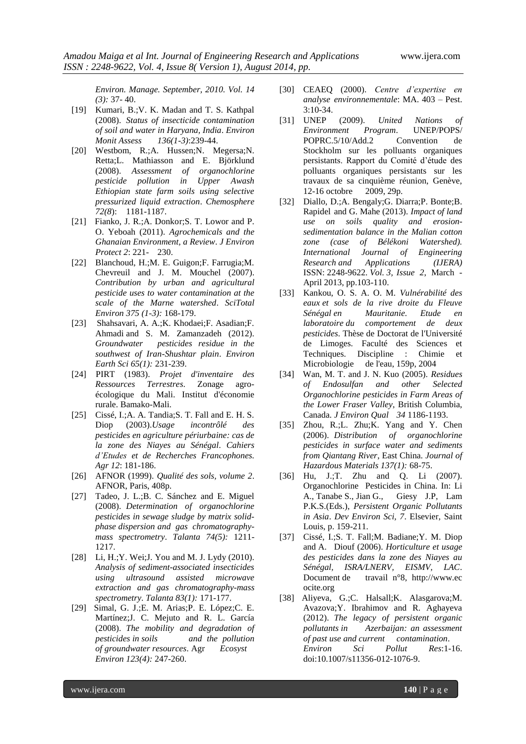*Environ. Manage. September, 2010. Vol. 14 (3):* 37- 40.

[19] Kumari, B.;V. K. Madan and T. S. Kathpal (2008). *Status of insecticide contamination of soil and water in Haryana, India*. *Environ Monit Assess 136(1-3)*:239-44.

[20] Westbom, R.;A. Hussen;N. Megersa;N. Retta;L. Mathiasson and E. Björklund (2008). *Assessment of organochlorine pesticide pollution in Upper Awash Ethiopian state farm soils using selective pressurized liquid extraction*. *Chemosphere 72(8*): 1181-1187.

[21] Fianko, J. R.;A. Donkor;S. T. Lowor and P. O. Yeboah (2011). *Agrochemicals and the Ghanaian Environment, a Review*. *J Environ Protect 2*: 221- 230.

[22] Blanchoud, H.;M. E. Guigon;F. Farrugia;M. Chevreuil and J. M. Mouchel (2007). *Contribution by urban and agricultural pesticide uses to water contamination at the scale of the Marne watershed*. *SciTotal Environ 375 (1-3):* 168-179.

[23] Shahsavari, A. A.;K. Khodaei;F. Asadian;F. Ahmadi and S. M. Zamanzadeh (2012). *Groundwater pesticides residue in the southwest of Iran-Shushtar plain*. *Environ Earth Sci 65(1):* 231-239.

[24] PIRT (1983). *Projet d'inventaire des Ressources Terrestres*. Zonage agro-écologique du Mali. Institut d'économie rurale. Bamako-Mali.

[25] Cissé, I.;A. A. Tandia;S. T. Fall and E. H. S. Diop (2003).*Usage incontrôlé des pesticides en agriculture périurbaine: cas de la zone des Niayes au Sénégal*. *Cahiers d'Etudes et de Recherches Francophones. Agr 12*: 181-186.

[26] AFNOR (1999). *Qualité des sols, volume 2*. AFNOR, Paris, 408p.

[27] Tadeo, J. L.;B. C. Sánchez and E. Miguel (2008). *Determination of organochlorine pesticides in sewage sludge by matrix solid-phase dispersion and gas chromatography-mass spectrometry*. *Talanta 74(5):* 1211-1217.

[28] Li, H.;Y. Wei;J. You and M. J. Lydy (2010). *Analysis of sediment-associated insecticides using ultrasound assisted microwave extraction and gas chromatography-mass spectrometry*. *Talanta 83(1):* 171-177.

[29] Simal, G. J.;E. M. Arias;P. E. López;C. E. Martínez;J. C. Mejuto and R. L. García (2008). *The mobility and degradation of pesticides in soils and the pollution of groundwater resources*. Agr *Ecosyst Environ 123(4):* 247-260.

[30] CEAEQ (2000). *Centre d'expertise en analyse environnementale*: MA. 403 – Pest. 3:10-34.

[31] UNEP (2009). *United Nations of Environment Program*. UNEP/POPS/ POPRC.5/10/Add.2 Convention de Stockholm sur les polluants organiques persistants. Rapport du Comité d'étude des polluants organiques persistants sur les travaux de sa cinquième réunion, Genève, 12-16 octobre 2009, 29p.

[32] Diallo, D.;A. Bengaly;G. Diarra;P. Bonte;B. Rapidel and G. Mahe (2013). *Impact of land use on soils quality and erosion-sedimentation balance in the Malian cotton zone (case of Bélékoni Watershed). International Journal of Engineering Research and Applications (IJERA)* ISSN: 2248-9622. *Vol. 3, Issue 2*, March - April 2013, pp.103-110.

[33] Kankou, O. S. A. O. M. *Vulnérabilité des eaux et sols de la rive droite du Fleuve Sénégal en Mauritanie. Etude en laboratoire du comportement de deux pesticides*. Thèse de Doctorat de l'Université de Limoges. Faculté des Sciences et Techniques. Discipline : Chimie et Microbiologie de l'eau, 159p, 2004

[34] Wan, M. T. and J. N. Kuo (2005). *Residues of Endosulfan and other Selected Organochlorine pesticides in Farm Areas of the Lower Fraser Valley*, British Columbia, Canada. *J Environ Qual 34* 1186-1193.

[35] Zhou, R.;L. Zhu;K. Yang and Y. Chen (2006). *Distribution of organochlorine pesticides in surface water and sediments from Qiantang River*, East China. *Journal of Hazardous Materials 137(1):* 68-75.

[36] Hu, J.;T. Zhu and Q. Li (2007). Organochlorine Pesticides in China. In: Li A., Tanabe S., Jian G., Giesy J.P, Lam P.K.S.(Eds.), *Persistent Organic Pollutants in Asia*. *Dev Environ Sci, 7*. Elsevier, Saint Louis, p. 159-211.

[37] Cissé, I.;S. T. Fall;M. Badiane;Y. M. Diop and A. Diouf (2006). *Horticulture et usage des pesticides dans la zone des Niayes au Sénégal*, *ISRA/LNERV, EISMV, LAC*. Document de travail n°8, http://www.ecocite.org

[38] Aliyeva, G.;C. Halsall;K. Alasgarova;M. Avazova;Y. Ibrahimov and R. Aghayeva (2012). *The legacy of persistent organic pollutants in Azerbaijan: an assessment of past use and current contamination*. *Environ Sci Pollut Res*:1-16. doi:10.1007/s11356-012-1076-9.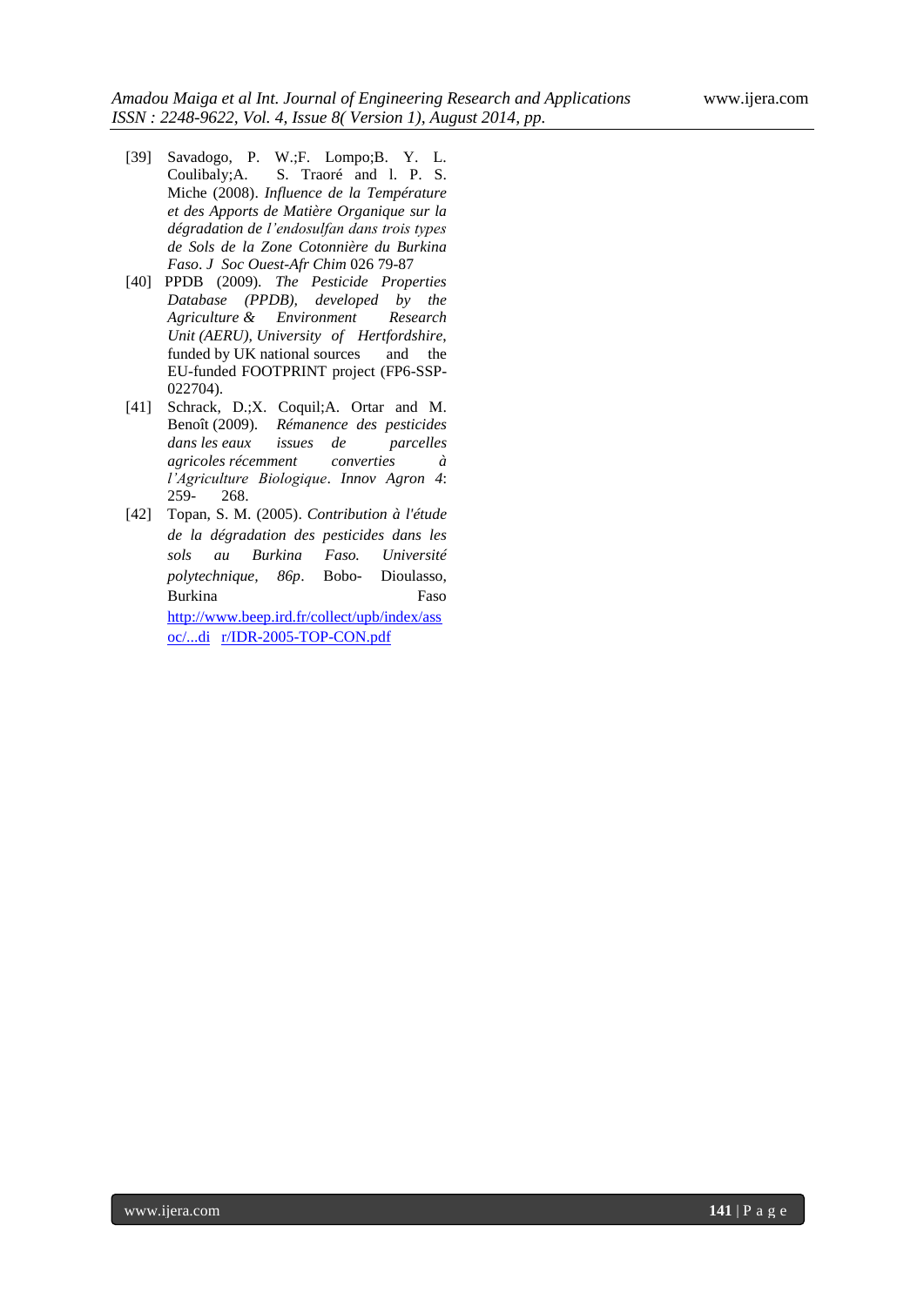[39] Savadogo, P. W.;F. Lompo;B. Y. L. Coulibaly;A. S. Traoré and l. P. S. Miche (2008). *Influence de la Température et des Apports de Matière Organique sur la dégradation de l'endosulfan dans trois types de Sols de la Zone Cotonnière du Burkina Faso*. *J Soc Ouest-Afr Chim* 026 79-87

[40] PPDB (2009). *The Pesticide Properties Database (PPDB), developed by the Agriculture & Environment Research Unit (AERU), University of Hertfordshire*, funded by UK national sources and the EU-funded FOOTPRINT project (FP6-SSP-022704).

[41] Schrack, D.;X. Coquil;A. Ortar and M. Benoît (2009). *Rémanence des pesticides dans les eaux issues de parcelles agricoles récemment converties à l'Agriculture Biologique*. *Innov Agron 4*: 259- 268.

[42] Topan, S. M. (2005). *Contribution à l'étude de la dégradation des pesticides dans les sols au Burkina Faso. Université polytechnique, 86p*. Bobo- Dioulasso, Burkina Faso http://www.beep.ird.fr/collect/upb/index/assoc/...di r/IDR-2005-TOP-CON.pdf